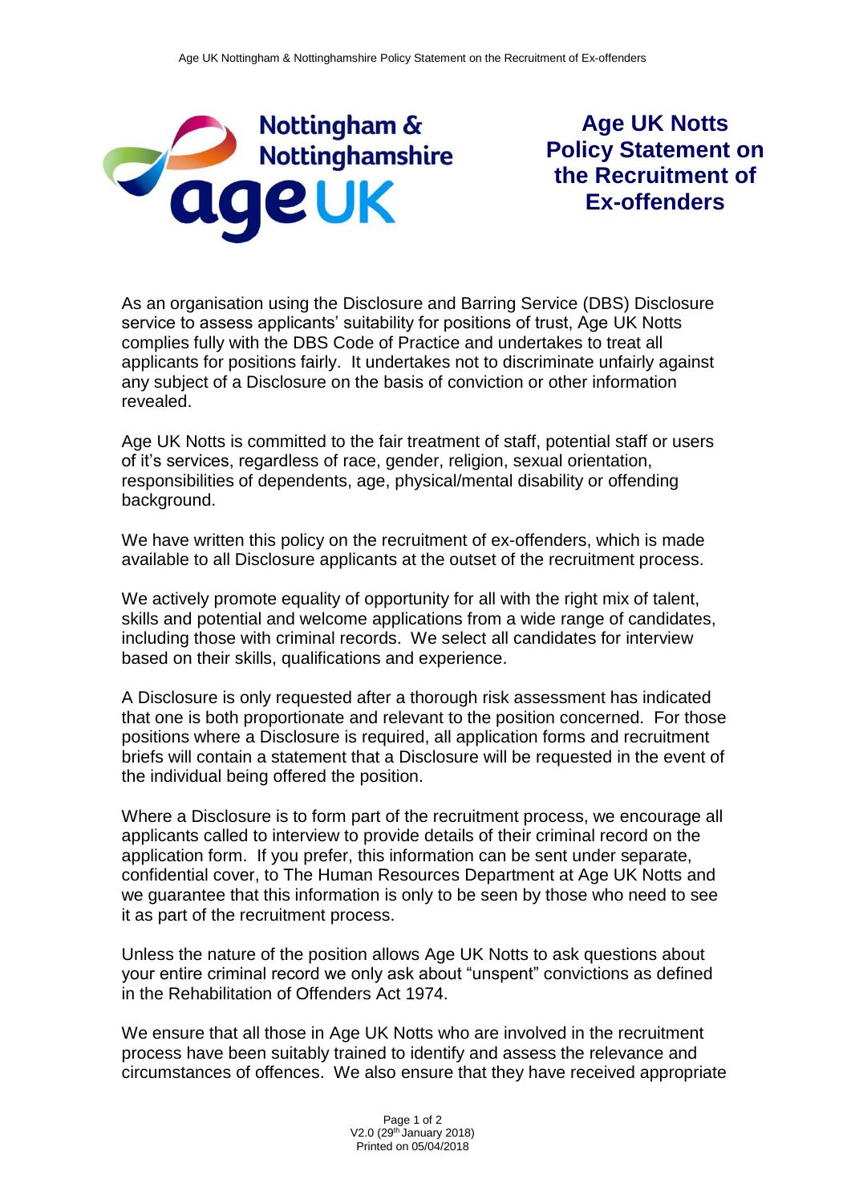# Age UK Notts Policy Statement on the Recruitment of Ex-offenders

As an organisation using the Disclosure and Barring Service (DBS) Disclosure service to assess applicants' suitability for positions of trust, Age UK Notts complies fully with the DBS Code of Practice and undertakes to treat all applicants for positions fairly. It undertakes not to discriminate unfairly against any subject of a Disclosure on the basis of conviction or other information revealed.

Age UK Notts is committed to the fair treatment of staff, potential staff or users of it's services, regardless of race, gender, religion, sexual orientation, responsibilities of dependents, age, physical/mental disability or offending background.

We have written this policy on the recruitment of ex-offenders, which is made available to all Disclosure applicants at the outset of the recruitment process.

We actively promote equality of opportunity for all with the right mix of talent, skills and potential and welcome applications from a wide range of candidates, including those with criminal records. We select all candidates for interview based on their skills, qualifications and experience.

A Disclosure is only requested after a thorough risk assessment has indicated that one is both proportionate and relevant to the position concerned. For those positions where a Disclosure is required, all application forms and recruitment briefs will contain a statement that a Disclosure will be requested in the event of the individual being offered the position.

Where a Disclosure is to form part of the recruitment process, we encourage all applicants called to interview to provide details of their criminal record on the application form. If you prefer, this information can be sent under separate, confidential cover, to The Human Resources Department at Age UK Notts and we guarantee that this information is only to be seen by those who need to see it as part of the recruitment process.

Unless the nature of the position allows Age UK Notts to ask questions about your entire criminal record we only ask about "unspent" convictions as defined in the Rehabilitation of Offenders Act 1974.

We ensure that all those in Age UK Notts who are involved in the recruitment process have been suitably trained to identify and assess the relevance and circumstances of offences. We also ensure that they have received appropriate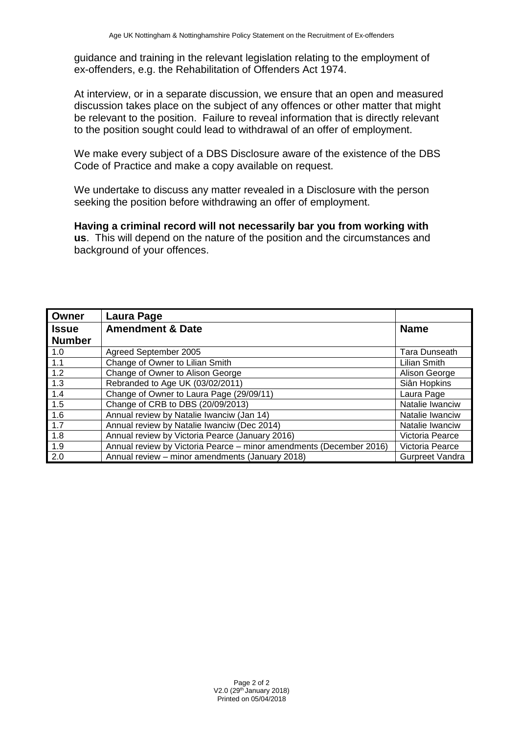guidance and training in the relevant legislation relating to the employment of ex-offenders, e.g. the Rehabilitation of Offenders Act 1974.

At interview, or in a separate discussion, we ensure that an open and measured discussion takes place on the subject of any offences or other matter that might be relevant to the position. Failure to reveal information that is directly relevant to the position sought could lead to withdrawal of an offer of employment.

We make every subject of a DBS Disclosure aware of the existence of the DBS Code of Practice and make a copy available on request.

We undertake to discuss any matter revealed in a Disclosure with the person seeking the position before withdrawing an offer of employment.

**Having a criminal record will not necessarily bar you from working with us**. This will depend on the nature of the position and the circumstances and background of your offences.

| **Owner** | **Laura Page** | |
|---|---|---|
| **Issue Number** | **Amendment & Date** | **Name** |
| 1.0 | Agreed September 2005 | Tara Dunseath |
| 1.1 | Change of Owner to Lilian Smith | Lilian Smith |
| 1.2 | Change of Owner to Alison George | Alison George |
| 1.3 | Rebranded to Age UK (03/02/2011) | Siân Hopkins |
| 1.4 | Change of Owner to Laura Page (29/09/11) | Laura Page |
| 1.5 | Change of CRB to DBS (20/09/2013) | Natalie Iwanciw |
| 1.6 | Annual review by Natalie Iwanciw (Jan 14) | Natalie Iwanciw |
| 1.7 | Annual review by Natalie Iwanciw (Dec 2014) | Natalie Iwanciw |
| 1.8 | Annual review by Victoria Pearce (January 2016) | Victoria Pearce |
| 1.9 | Annual review by Victoria Pearce – minor amendments (December 2016) | Victoria Pearce |
| 2.0 | Annual review – minor amendments (January 2018) | Gurpreet Vandra |